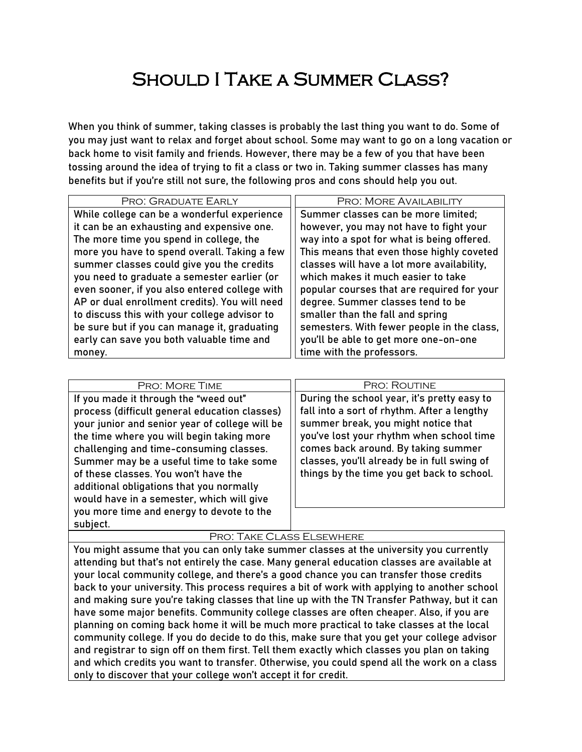# Should I Take a Summer Class?

When you think of summer, taking classes is probably the last thing you want to do. Some of you may just want to relax and forget about school. Some may want to go on a long vacation or back home to visit family and friends. However, there may be a few of you that have been tossing around the idea of trying to fit a class or two in. Taking summer classes has many benefits but if you're still not sure, the following pros and cons should help you out.

## Pro: Graduate Early

While college can be a wonderful experience it can be an exhausting and expensive one. The more time you spend in college, the more you have to spend overall. Taking a few summer classes could give you the credits you need to graduate a semester earlier (or even sooner, if you also entered college with AP or dual enrollment credits). You will need to discuss this with your college advisor to be sure but if you can manage it, graduating early can save you both valuable time and money.

## Pro: More Availability

Summer classes can be more limited; however, you may not have to fight your way into a spot for what is being offered. This means that even those highly coveted classes will have a lot more availability, which makes it much easier to take popular courses that are required for your degree. Summer classes tend to be smaller than the fall and spring semesters. With fewer people in the class, you'll be able to get more one-on-one time with the professors.

## Pro: More Time

If you made it through the "weed out" process (difficult general education classes) your junior and senior year of college will be the time where you will begin taking more challenging and time-consuming classes. Summer may be a useful time to take some of these classes. You won't have the additional obligations that you normally would have in a semester, which will give you more time and energy to devote to the subject.

## Pro: Routine

During the school year, it's pretty easy to fall into a sort of rhythm. After a lengthy summer break, you might notice that you've lost your rhythm when school time comes back around. By taking summer classes, you'll already be in full swing of things by the time you get back to school.

## Pro: Take Class Elsewhere

You might assume that you can only take summer classes at the university you currently attending but that's not entirely the case. Many general education classes are available at your local community college, and there's a good chance you can transfer those credits back to your university. This process requires a bit of work with applying to another school and making sure you're taking classes that line up with the TN Transfer Pathway, but it can have some major benefits. Community college classes are often cheaper. Also, if you are planning on coming back home it will be much more practical to take classes at the local community college. If you do decide to do this, make sure that you get your college advisor and registrar to sign off on them first. Tell them exactly which classes you plan on taking and which credits you want to transfer. Otherwise, you could spend all the work on a class only to discover that your college won't accept it for credit.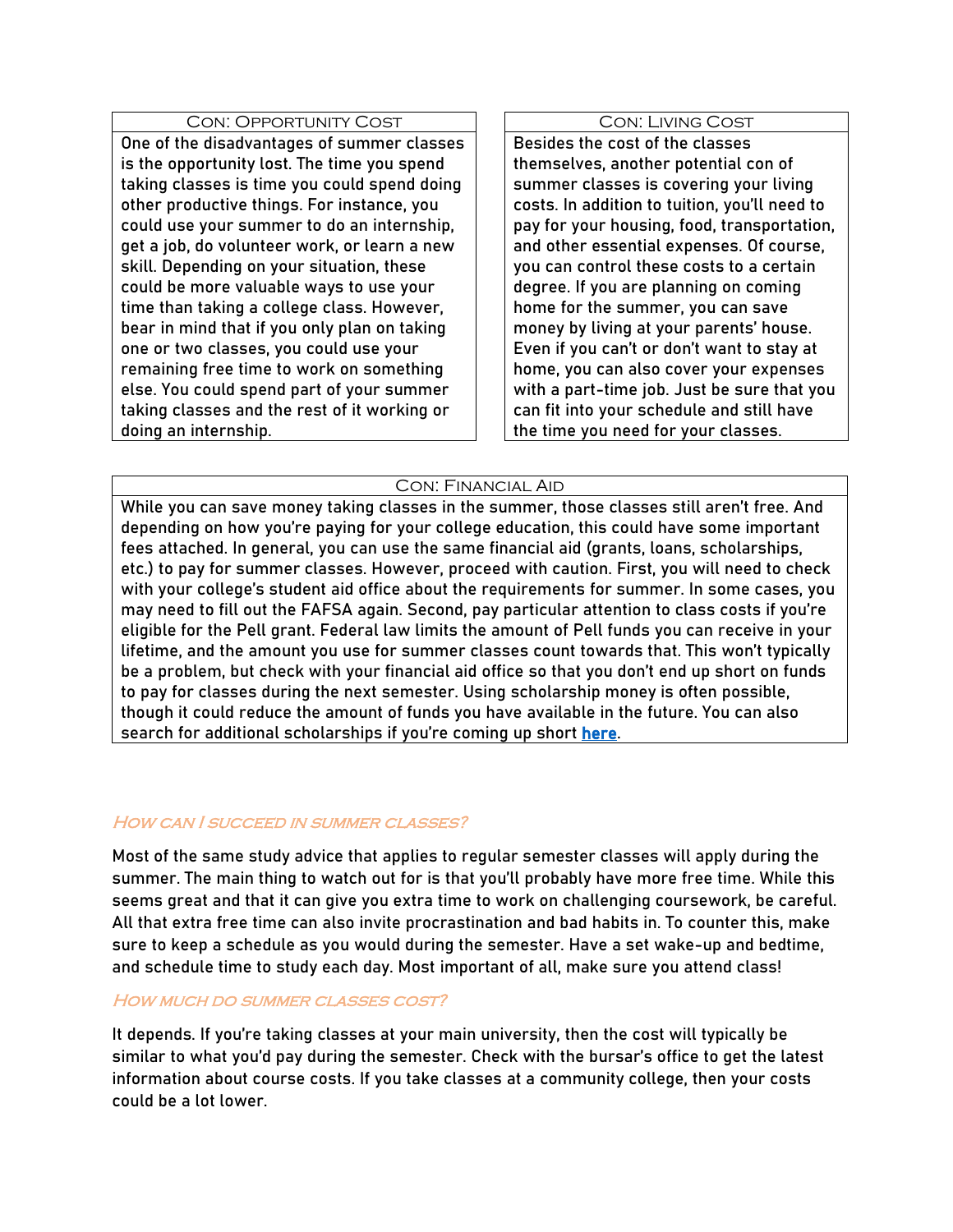#### Con: Opportunity Cost

One of the disadvantages of summer classes is the opportunity lost. The time you spend taking classes is time you could spend doing other productive things. For instance, you could use your summer to do an internship, get a job, do volunteer work, or learn a new skill. Depending on your situation, these could be more valuable ways to use your time than taking a college class. However, bear in mind that if you only plan on taking one or two classes, you could use your remaining free time to work on something else. You could spend part of your summer taking classes and the rest of it working or doing an internship.

#### Con: Living Cost

Besides the cost of the classes themselves, another potential con of summer classes is covering your living costs. In addition to tuition, you'll need to pay for your housing, food, transportation, and other essential expenses. Of course, you can control these costs to a certain degree. If you are planning on coming home for the summer, you can save money by living at your parents' house. Even if you can't or don't want to stay at home, you can also cover your expenses with a part-time job. Just be sure that you can fit into your schedule and still have the time you need for your classes.

#### Con: Financial Aid

While you can save money taking classes in the summer, those classes still aren't free. And depending on how you're paying for your college education, this could have some important fees attached. In general, you can use the same financial aid (grants, loans, scholarships, etc.) to pay for summer classes. However, proceed with caution. First, you will need to check with your college's student aid office about the requirements for summer. In some cases, you may need to fill out the FAFSA again. Second, pay particular attention to class costs if you're eligible for the Pell grant. Federal law limits the amount of Pell funds you can receive in your lifetime, and the amount you use for summer classes count towards that. This won't typically be a problem, but check with your financial aid office so that you don't end up short on funds to pay for classes during the next semester. Using scholarship money is often possible, though it could reduce the amount of funds you have available in the future. You can also search for additional scholarships if you're coming up short here.

### *How can I succeed in summer classes?*

Most of the same study advice that applies to regular semester classes will apply during the summer. The main thing to watch out for is that you'll probably have more free time. While this seems great and that it can give you extra time to work on challenging coursework, be careful. All that extra free time can also invite procrastination and bad habits in. To counter this, make sure to keep a schedule as you would during the semester. Have a set wake-up and bedtime, and schedule time to study each day. Most important of all, make sure you attend class!

### *How much do summer classes cost?*

It depends. If you're taking classes at your main university, then the cost will typically be similar to what you'd pay during the semester. Check with the bursar's office to get the latest information about course costs. If you take classes at a community college, then your costs could be a lot lower.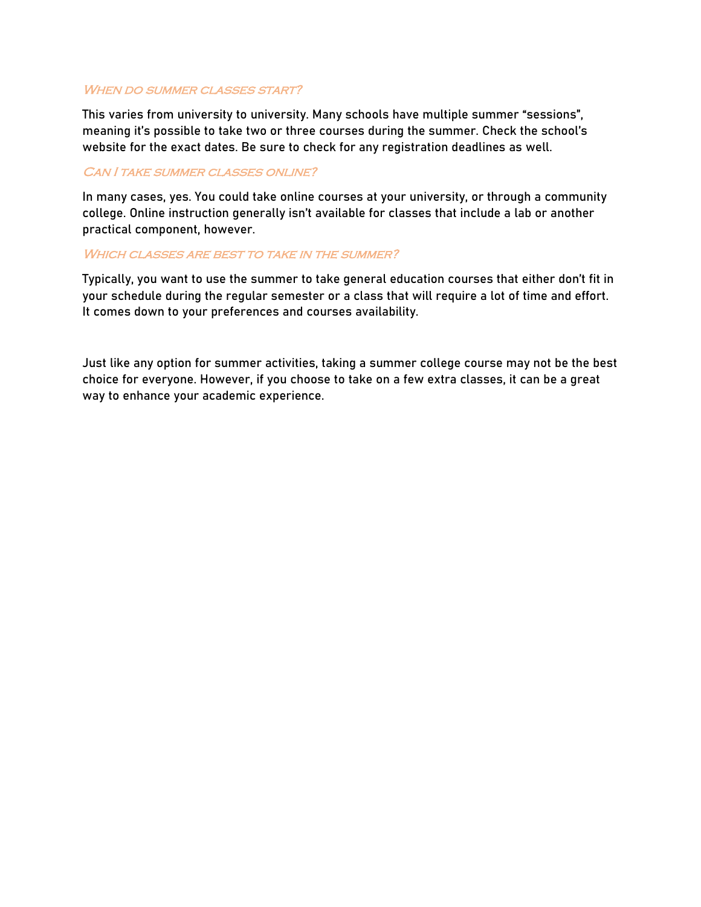### When do summer classes start?

This varies from university to university. Many schools have multiple summer "sessions", meaning it's possible to take two or three courses during the summer. Check the school's website for the exact dates. Be sure to check for any registration deadlines as well.

### Can I take summer classes online?

In many cases, yes. You could take online courses at your university, or through a community college. Online instruction generally isn't available for classes that include a lab or another practical component, however.

### Which classes are best to take in the summer?

Typically, you want to use the summer to take general education courses that either don't fit in your schedule during the regular semester or a class that will require a lot of time and effort. It comes down to your preferences and courses availability.

Just like any option for summer activities, taking a summer college course may not be the best choice for everyone. However, if you choose to take on a few extra classes, it can be a great way to enhance your academic experience.